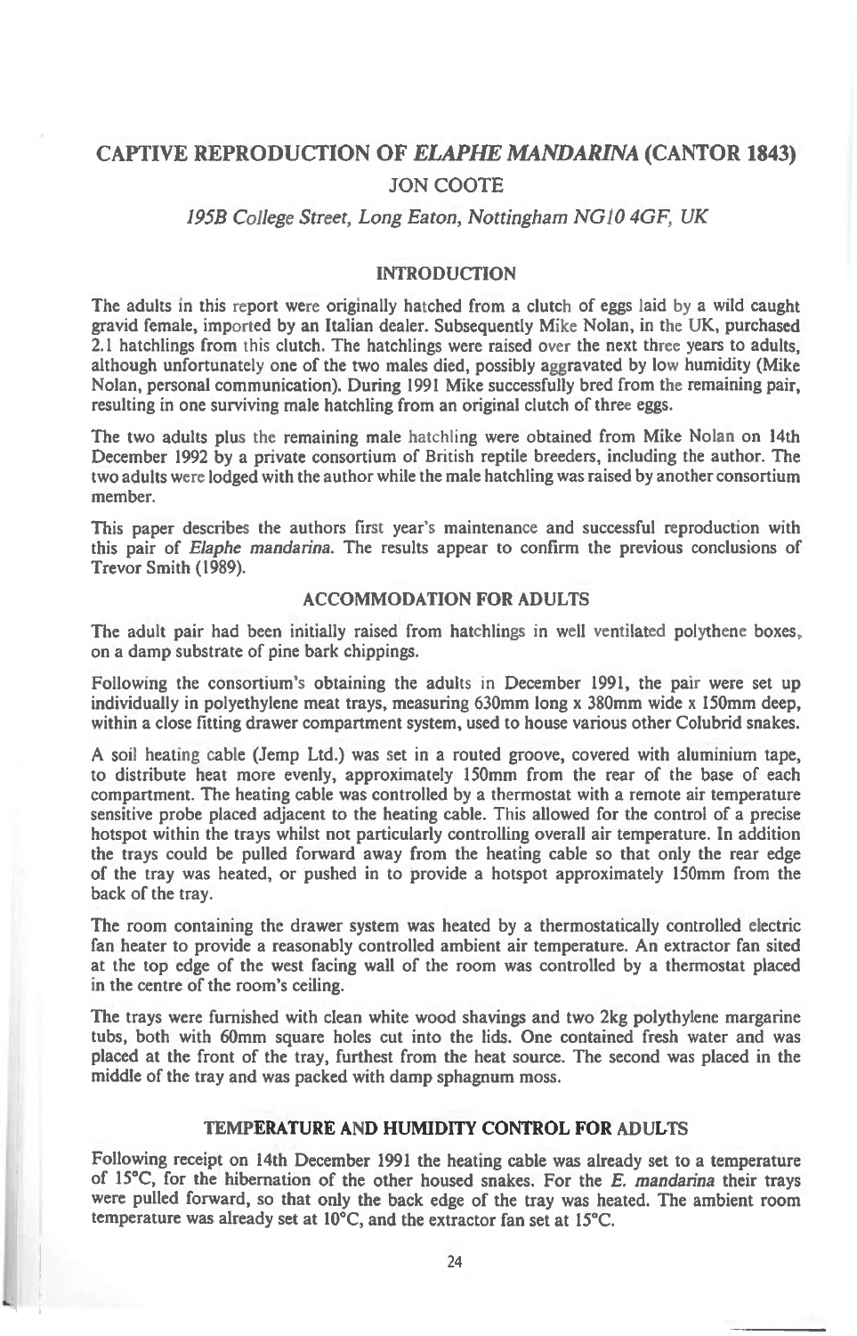# CAPTIVE REPRODUCTION OF *ELAPHE MANDARINA* (CANTOR 1843)

## JON COOTE

*195B College Street, Long Eaton, Nottingham NG10 4GF, UK*

### INTRODUCTION

The adults in this report were originally hatched from a clutch of eggs laid by a wild caught gravid female, imported by an Italian dealer. Subsequently Mike Nolan, in the UK, purchased 2.1 hatchlings from this clutch. The hatchlings were raised over the next three years to adults, although unfortunately one of the two males died, possibly aggravated by low humidity (Mike Nolan, personal communication). During 1991 Mike successfully bred from the remaining pair, resulting in one surviving male hatchling from an original clutch of three eggs.

The two adults plus the remaining male hatchling were obtained from Mike Nolan on 14th December 1992 by a private consortium of British reptile breeders, including the author. The two adults were lodged with the author while the male hatchling was raised by another consortium member.

This paper describes the authors first year's maintenance and successful reproduction with this pair of *Elaphe mandarina*. The results appear to confirm the previous conclusions of Trevor Smith (1989).

### ACCOMMODATION FOR ADULTS

The adult pair had been initially raised from hatchlings in well ventilated polythene boxes, on a damp substrate of pine bark chippings.

Following the consortium's obtaining the adults in December 1991, the pair were set up individually in polyethylene meat trays, measuring 630mm long x 380mm wide x 150mm deep, within a close fitting drawer compartment system, used to house various other Colubrid snakes.

A soil heating cable (Jemp Ltd.) was set in a routed groove, covered with aluminium tape, to distribute heat more evenly, approximately 150mm from the rear of the base of each compartment. The heating cable was controlled by a thermostat with a remote air temperature sensitive probe placed adjacent to the heating cable. This allowed for the control of a precise hotspot within the trays whilst not particularly controlling overall air temperature. In addition the trays could be pulled forward away from the heating cable so that only the rear edge of the tray was heated, or pushed in to provide a hotspot approximately 150mm from the back of the tray.

The room containing the drawer system was heated by a thermostatically controlled electric fan heater to provide a reasonably controlled ambient air temperature. An extractor fan sited at the top edge of the west facing wall of the room was controlled by a thermostat placed in the centre of the room's ceiling.

The trays were furnished with clean white wood shavings and two 2kg polythylene margarine tubs, both with 60mm square holes cut into the lids. One contained fresh water and was placed at the front of the tray, furthest from the heat source. The second was placed in the middle of the tray and was packed with damp sphagnum moss.

### TEMPERATURE AND HUMIDITY CONTROL FOR ADULTS

Following receipt on 14th December 1991 the heating cable was already set to a temperature of 15°C, for the hibernation of the other housed snakes. For the *E. mandarina* their trays were pulled forward, so that only the back edge of the tray was heated. The ambient room temperature was already set at 10°C, and the extractor fan set at 15°C.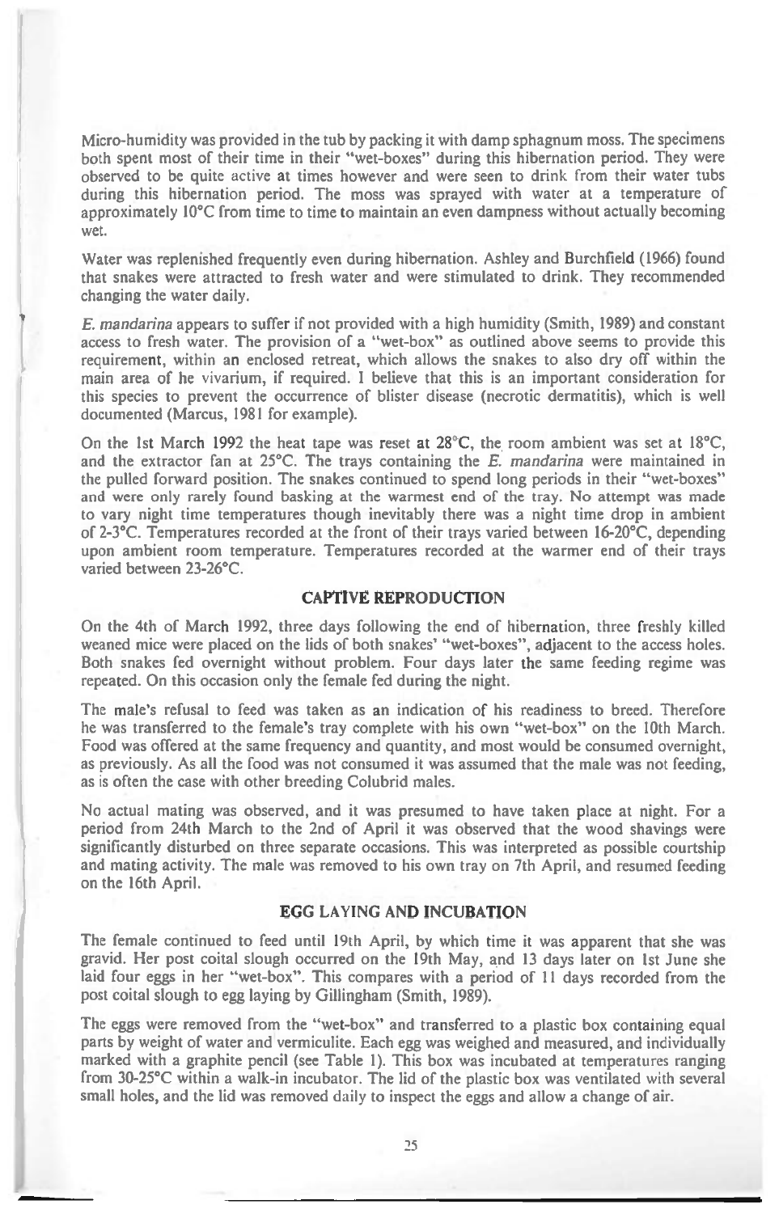Micro-humidity was provided in the tub by packing it with damp sphagnum moss. The specimens both spent most of their time in their "wet-boxes" during this hibernation period. They were observed to be quite active at times however and were seen to drink from their water tubs during this hibernation period. The moss was sprayed with water at a temperature of approximately 10°C from time to time to maintain an even dampness without actually becoming wet.

Water was replenished frequently even during hibernation. Ashley and Burchfield (1966) found that snakes were attracted to fresh water and were stimulated to drink. They recommended changing the water daily.

*E. mandarina* appears to suffer if not provided with a high humidity (Smith, 1989) and constant access to fresh water. The provision of a "wet-box" as outlined above seems to provide this requirement, within an enclosed retreat, which allows the snakes to also dry off within the main area of he vivarium, if required. I believe that this is an important consideration for this species to prevent the occurrence of blister disease (necrotic dermatitis), which is well documented (Marcus, 1981 for example).

On the 1st March 1992 the heat tape was reset at 28°C, the room ambient was set at 18°C, and the extractor fan at 25°C. The trays containing the *E. mandarina* were maintained in the pulled forward position. The snakes continued to spend long periods in their "wet-boxes" and were only rarely found basking at the warmest end of the tray. No attempt was made to vary night time temperatures though inevitably there was a night time drop in ambient of 2-3°C. Temperatures recorded at the front of their trays varied between 16-20°C, depending upon ambient room temperature. Temperatures recorded at the warmer end of their trays varied between 23-26°C.

## CAPTIVE REPRODUCTION

On the 4th of March 1992, three days following the end of hibernation, three freshly killed weaned mice were placed on the lids of both snakes' "wet-boxes", adjacent to the access holes. Both snakes fed overnight without problem. Four days later the same feeding regime was repeated. On this occasion only the female fed during the night.

The male's refusal to feed was taken as an indication of his readiness to breed. Therefore he was transferred to the female's tray complete with his own "wet-box" on the 10th March. Food was offered at the same frequency and quantity, and most would be consumed overnight, as previously. As all the food was not consumed it was assumed that the male was not feeding, as is often the case with other breeding Colubrid males.

No actual mating was observed, and it was presumed to have taken place at night. For a period from 24th March to the 2nd of April it was observed that the wood shavings were significantly disturbed on three separate occasions. This was interpreted as possible courtship and mating activity. The male was removed to his own tray on 7th April, and resumed feeding on the 16th April.

## EGG LAYING AND INCUBATION

The female continued to feed until 19th April, by which time it was apparent that she was gravid. Her post coital slough occurred on the 19th May, and 13 days later on 1st June she laid four eggs in her "wet-box". This compares with a period of 11 days recorded from the post coital slough to egg laying by Gillingham (Smith, 1989).

The eggs were removed from the "wet-box" and transferred to a plastic box containing equal parts by weight of water and vermiculite. Each egg was weighed and measured, and individually marked with a graphite pencil (see Table 1). This box was incubated at temperatures ranging from 30-25°C within a walk-in incubator. The lid of the plastic box was ventilated with several small holes, and the lid was removed daily to inspect the eggs and allow a change of air.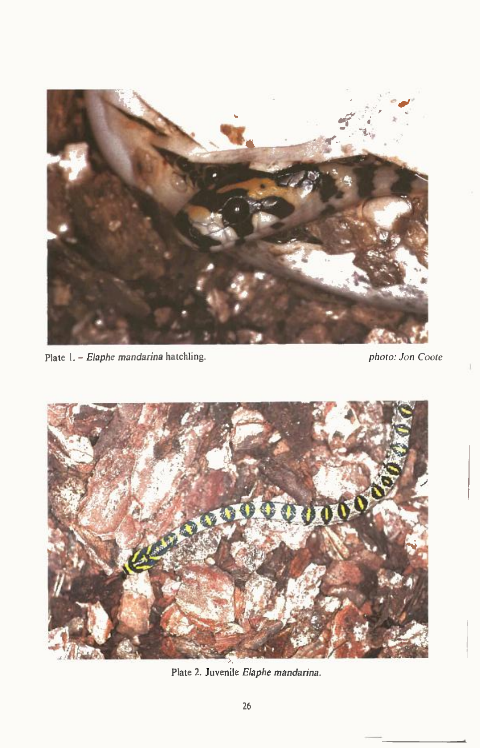Plate 1. – *Elaphe mandarina* hatchling. *photo: Jon Coote*

Plate 2. Juvenile *Elaphe mandarina*.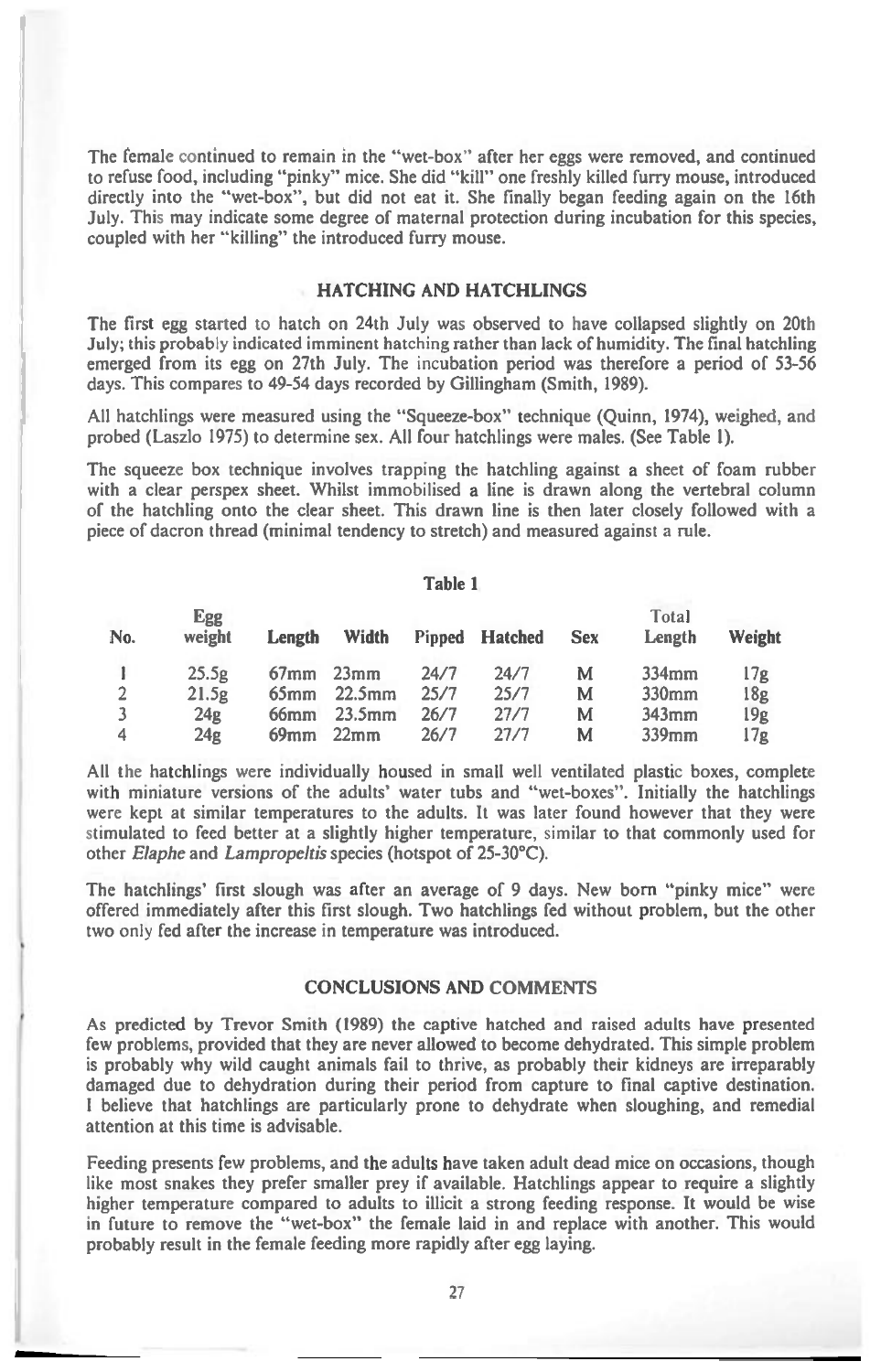The female continued to remain in the "wet-box" after her eggs were removed, and continued to refuse food, including "pinky" mice. She did "kill" one freshly killed furry mouse, introduced directly into the "wet-box", but did not eat it. She finally began feeding again on the 16th July. This may indicate some degree of maternal protection during incubation for this species, coupled with her "killing" the introduced furry mouse.

## HATCHING AND HATCHLINGS

The first egg started to hatch on 24th July was observed to have collapsed slightly on 20th July; this probably indicated imminent hatching rather than lack of humidity. The final hatchling emerged from its egg on 27th July. The incubation period was therefore a period of 53-56 days. This compares to 49-54 days recorded by Gillingham (Smith, 1989).

All hatchlings were measured using the "Squeeze-box" technique (Quinn, 1974), weighed, and probed (Laszlo 1975) to determine sex. All four hatchlings were males. (See Table 1).

The squeeze box technique involves trapping the hatchling against a sheet of foam rubber with a clear perspex sheet. Whilst immobilised a line is drawn along the vertebral column of the hatchling onto the clear sheet. This drawn line is then later closely followed with a piece of dacron thread (minimal tendency to stretch) and measured against a rule.

**Table 1**

| No. | Egg weight | Length | Width | Pipped | Hatched | Sex | Total Length | Weight |
|---|---|---|---|---|---|---|---|---|
| 1 | 25.5g | 67mm | 23mm | 24/7 | 24/7 | M | 334mm | 17g |
| 2 | 21.5g | 65mm | 22.5mm | 25/7 | 25/7 | M | 330mm | 18g |
| 3 | 24g | 66mm | 23.5mm | 26/7 | 27/7 | M | 343mm | 19g |
| 4 | 24g | 69mm | 22mm | 26/7 | 27/7 | M | 339mm | 17g |

All the hatchlings were individually housed in small well ventilated plastic boxes, complete with miniature versions of the adults' water tubs and "wet-boxes". Initially the hatchlings were kept at similar temperatures to the adults. It was later found however that they were stimulated to feed better at a slightly higher temperature, similar to that commonly used for other *Elaphe* and *Lampropeltis* species (hotspot of 25-30°C).

The hatchlings' first slough was after an average of 9 days. New born "pinky mice" were offered immediately after this first slough. Two hatchlings fed without problem, but the other two only fed after the increase in temperature was introduced.

## CONCLUSIONS AND COMMENTS

As predicted by Trevor Smith (1989) the captive hatched and raised adults have presented few problems, provided that they are never allowed to become dehydrated. This simple problem is probably why wild caught animals fail to thrive, as probably their kidneys are irreparably damaged due to dehydration during their period from capture to final captive destination. I believe that hatchlings are particularly prone to dehydrate when sloughing, and remedial attention at this time is advisable.

Feeding presents few problems, and the adults have taken adult dead mice on occasions, though like most snakes they prefer smaller prey if available. Hatchlings appear to require a slightly higher temperature compared to adults to illicit a strong feeding response. It would be wise in future to remove the "wet-box" the female laid in and replace with another. This would probably result in the female feeding more rapidly after egg laying.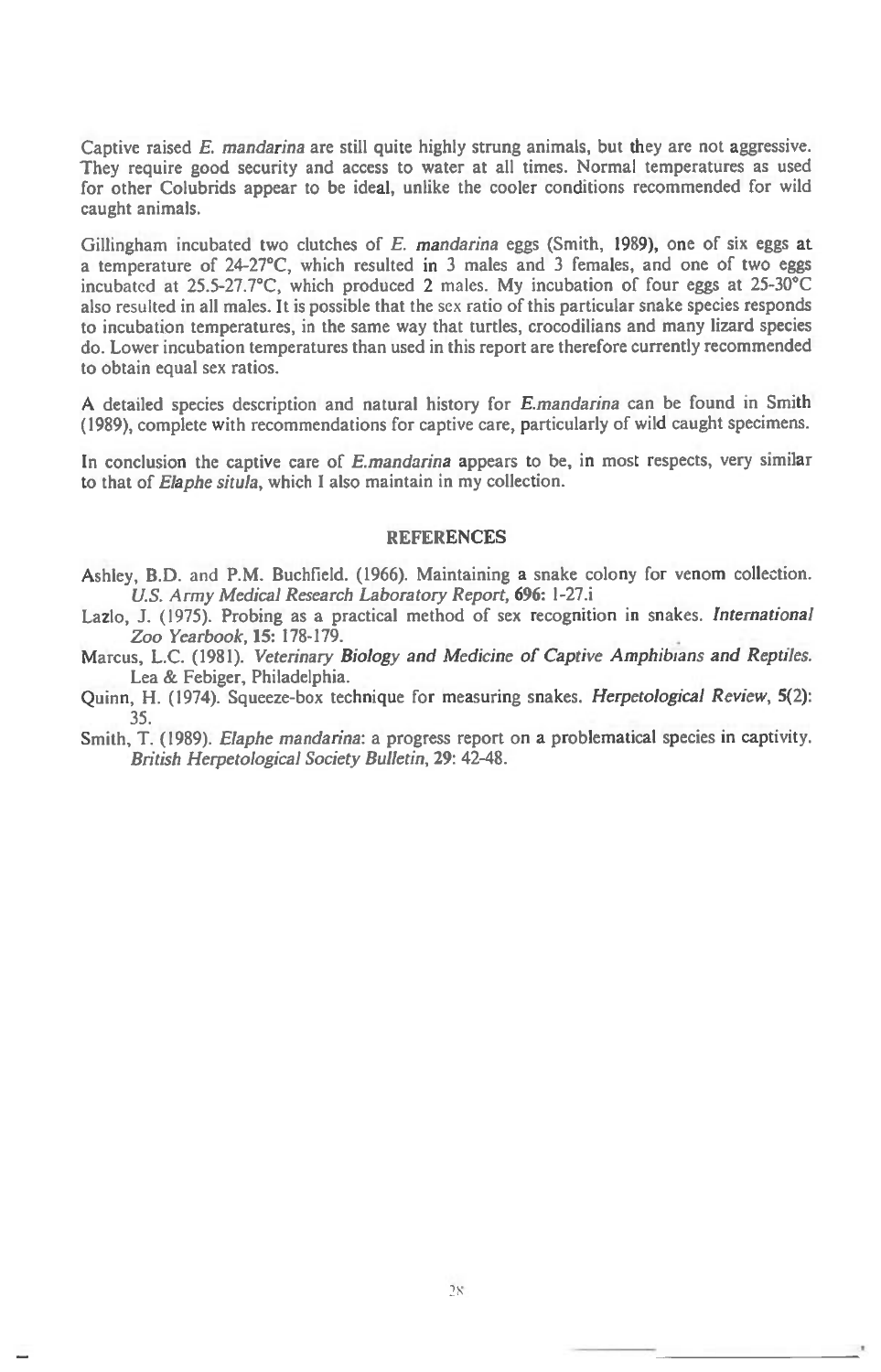Captive raised *E. mandarina* are still quite highly strung animals, but they are not aggressive. They require good security and access to water at all times. Normal temperatures as used for other Colubrids appear to be ideal, unlike the cooler conditions recommended for wild caught animals.

Gillingham incubated two clutches of *E. mandarina* eggs (Smith, 1989), one of six eggs at a temperature of 24-27°C, which resulted in 3 males and 3 females, and one of two eggs incubated at 25.5-27.7°C, which produced 2 males. My incubation of four eggs at 25-30°C also resulted in all males. It is possible that the sex ratio of this particular snake species responds to incubation temperatures, in the same way that turtles, crocodilians and many lizard species do. Lower incubation temperatures than used in this report are therefore currently recommended to obtain equal sex ratios.

A detailed species description and natural history for *E.mandarina* can be found in Smith (1989), complete with recommendations for captive care, particularly of wild caught specimens.

In conclusion the captive care of *E.mandarina* appears to be, in most respects, very similar to that of *Elaphe situla*, which I also maintain in my collection.

## REFERENCES

Ashley, B.D. and P.M. Buchfield. (1966). Maintaining a snake colony for venom collection. *U.S. Army Medical Research Laboratory Report*, **696**: 1-27.i

Lazlo, J. (1975). Probing as a practical method of sex recognition in snakes. *International Zoo Yearbook*, **15**: 178-179.

Marcus, L.C. (1981). *Veterinary Biology and Medicine of Captive Amphibians and Reptiles.* Lea & Febiger, Philadelphia.

Quinn, H. (1974). Squeeze-box technique for measuring snakes. *Herpetological Review*, **5(2)**: 35.

Smith, T. (1989). *Elaphe mandarina*: a progress report on a problematical species in captivity. *British Herpetological Society Bulletin*, **29**: 42-48.